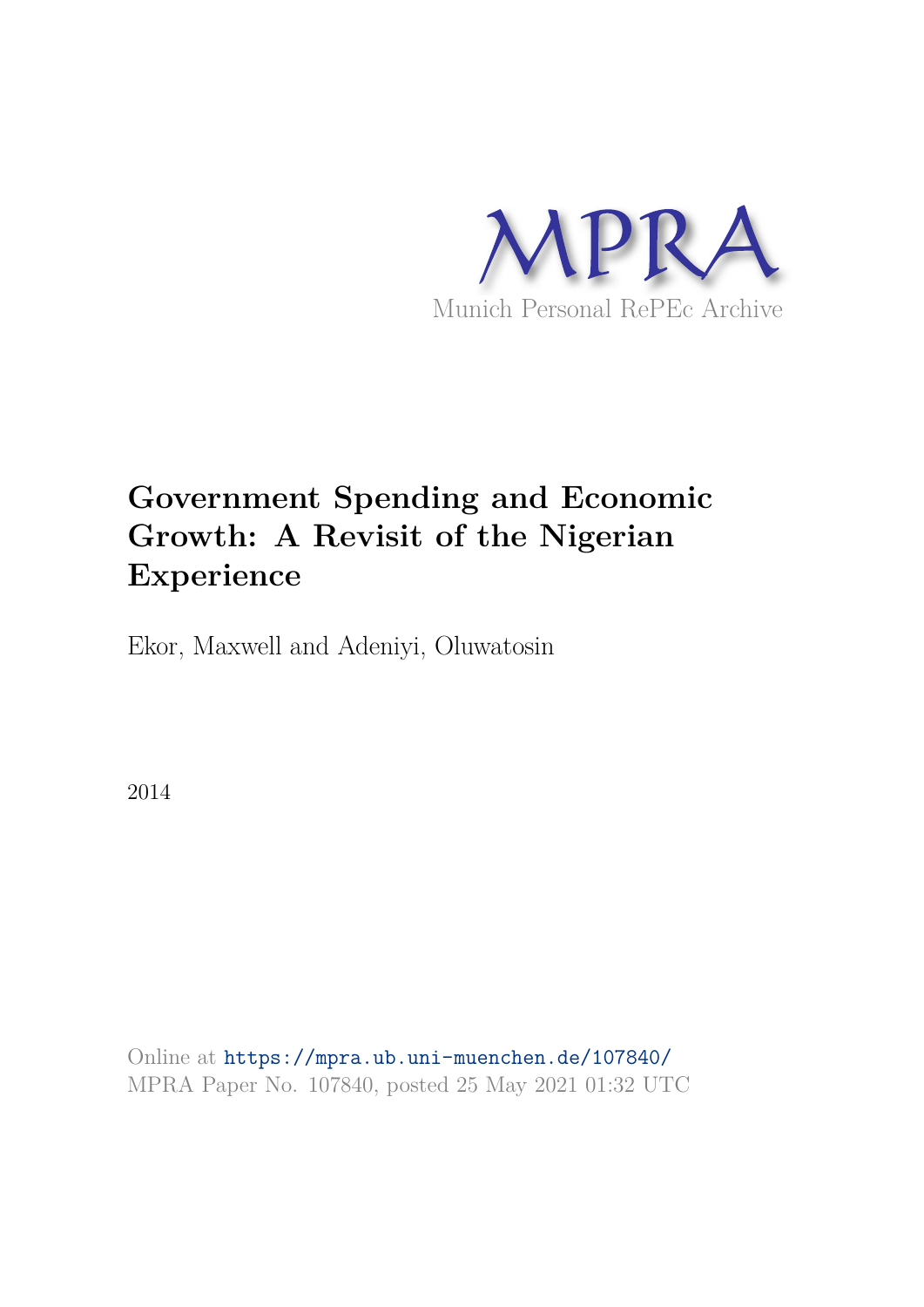MPRA

Munich Personal RePEc Archive

# Government Spending and Economic Growth: A Revisit of the Nigerian Experience

Ekor, Maxwell and Adeniyi, Oluwatosin

2014

Online at https://mpra.ub.uni-muenchen.de/107840/
MPRA Paper No. 107840, posted 25 May 2021 01:32 UTC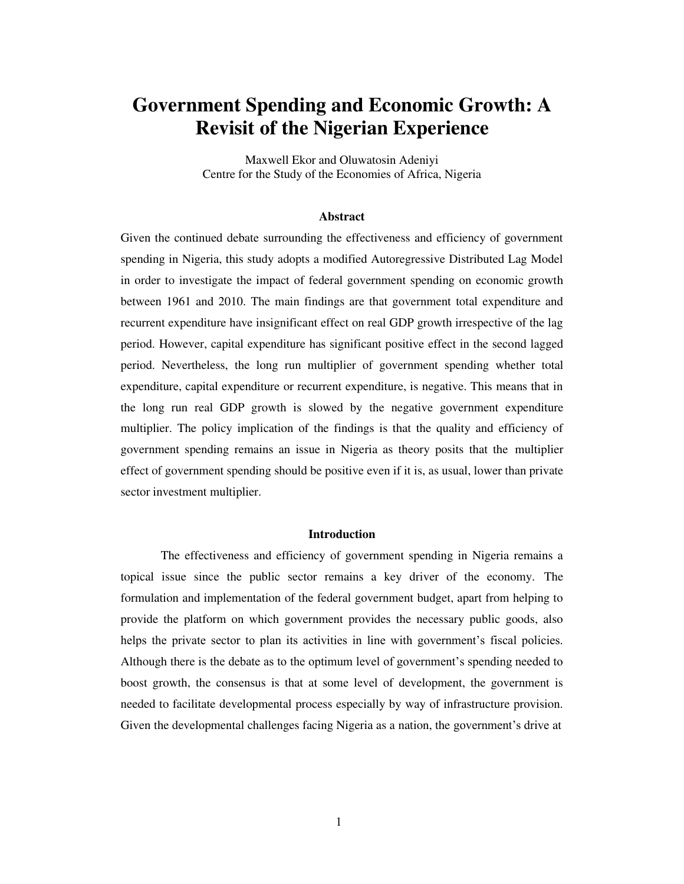# Government Spending and Economic Growth: A Revisit of the Nigerian Experience

Maxwell Ekor and Oluwatosin Adeniyi
Centre for the Study of the Economies of Africa, Nigeria

### Abstract

Given the continued debate surrounding the effectiveness and efficiency of government spending in Nigeria, this study adopts a modified Autoregressive Distributed Lag Model in order to investigate the impact of federal government spending on economic growth between 1961 and 2010. The main findings are that government total expenditure and recurrent expenditure have insignificant effect on real GDP growth irrespective of the lag period. However, capital expenditure has significant positive effect in the second lagged period. Nevertheless, the long run multiplier of government spending whether total expenditure, capital expenditure or recurrent expenditure, is negative. This means that in the long run real GDP growth is slowed by the negative government expenditure multiplier. The policy implication of the findings is that the quality and efficiency of government spending remains an issue in Nigeria as theory posits that the multiplier effect of government spending should be positive even if it is, as usual, lower than private sector investment multiplier.

### Introduction

The effectiveness and efficiency of government spending in Nigeria remains a topical issue since the public sector remains a key driver of the economy. The formulation and implementation of the federal government budget, apart from helping to provide the platform on which government provides the necessary public goods, also helps the private sector to plan its activities in line with government's fiscal policies. Although there is the debate as to the optimum level of government's spending needed to boost growth, the consensus is that at some level of development, the government is needed to facilitate developmental process especially by way of infrastructure provision. Given the developmental challenges facing Nigeria as a nation, the government's drive at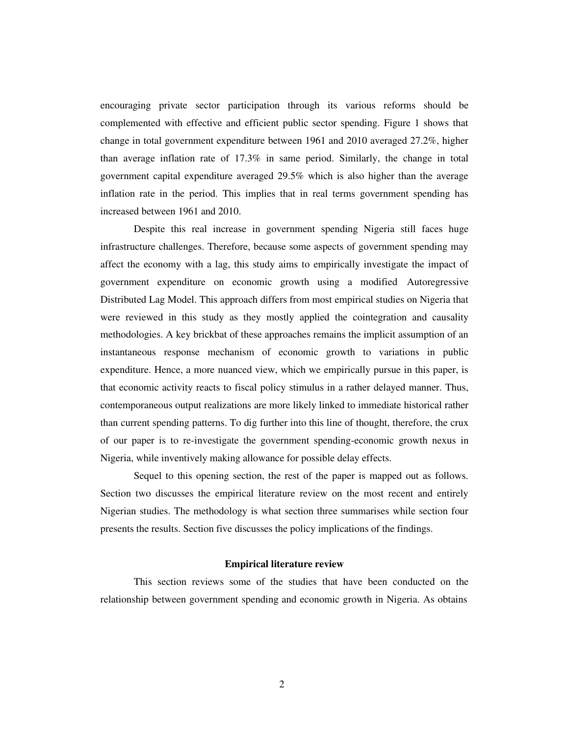encouraging private sector participation through its various reforms should be complemented with effective and efficient public sector spending. Figure 1 shows that change in total government expenditure between 1961 and 2010 averaged 27.2%, higher than average inflation rate of 17.3% in same period. Similarly, the change in total government capital expenditure averaged 29.5% which is also higher than the average inflation rate in the period. This implies that in real terms government spending has increased between 1961 and 2010.

Despite this real increase in government spending Nigeria still faces huge infrastructure challenges. Therefore, because some aspects of government spending may affect the economy with a lag, this study aims to empirically investigate the impact of government expenditure on economic growth using a modified Autoregressive Distributed Lag Model. This approach differs from most empirical studies on Nigeria that were reviewed in this study as they mostly applied the cointegration and causality methodologies. A key brickbat of these approaches remains the implicit assumption of an instantaneous response mechanism of economic growth to variations in public expenditure. Hence, a more nuanced view, which we empirically pursue in this paper, is that economic activity reacts to fiscal policy stimulus in a rather delayed manner. Thus, contemporaneous output realizations are more likely linked to immediate historical rather than current spending patterns. To dig further into this line of thought, therefore, the crux of our paper is to re-investigate the government spending-economic growth nexus in Nigeria, while inventively making allowance for possible delay effects.

Sequel to this opening section, the rest of the paper is mapped out as follows. Section two discusses the empirical literature review on the most recent and entirely Nigerian studies. The methodology is what section three summarises while section four presents the results. Section five discusses the policy implications of the findings.

## Empirical literature review

This section reviews some of the studies that have been conducted on the relationship between government spending and economic growth in Nigeria. As obtains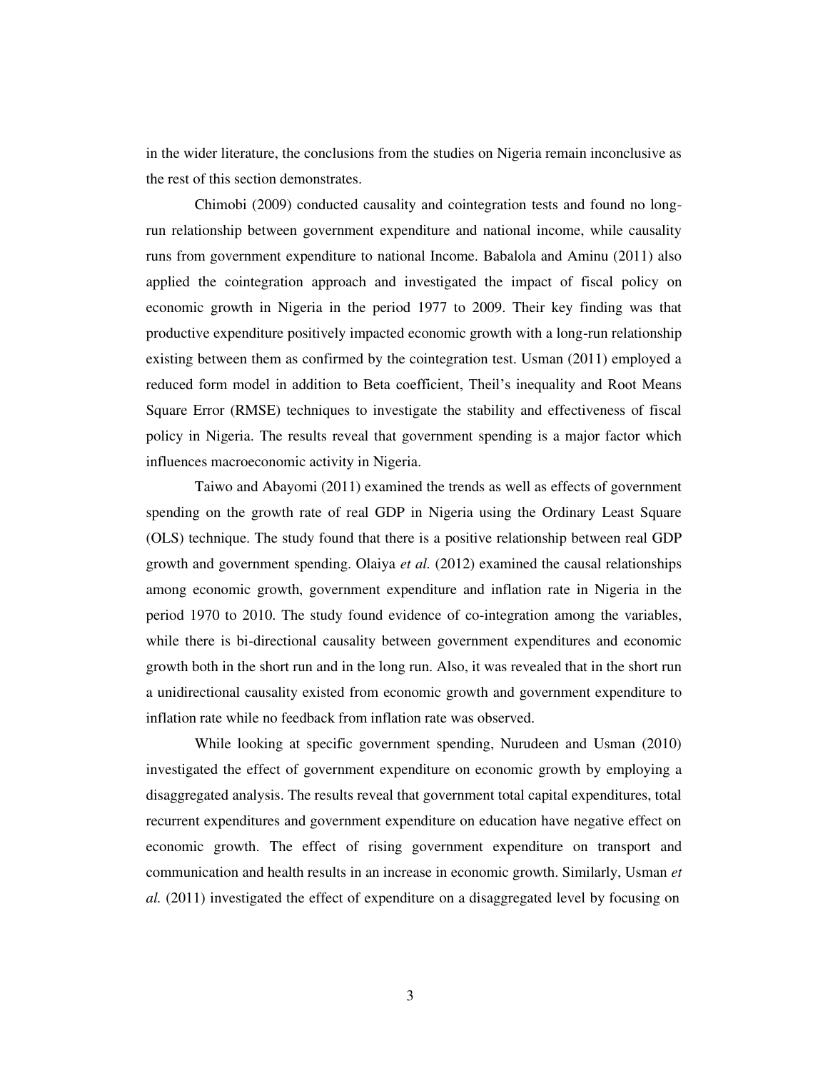in the wider literature, the conclusions from the studies on Nigeria remain inconclusive as the rest of this section demonstrates.

Chimobi (2009) conducted causality and cointegration tests and found no long-run relationship between government expenditure and national income, while causality runs from government expenditure to national Income. Babalola and Aminu (2011) also applied the cointegration approach and investigated the impact of fiscal policy on economic growth in Nigeria in the period 1977 to 2009. Their key finding was that productive expenditure positively impacted economic growth with a long-run relationship existing between them as confirmed by the cointegration test. Usman (2011) employed a reduced form model in addition to Beta coefficient, Theil's inequality and Root Means Square Error (RMSE) techniques to investigate the stability and effectiveness of fiscal policy in Nigeria. The results reveal that government spending is a major factor which influences macroeconomic activity in Nigeria.

Taiwo and Abayomi (2011) examined the trends as well as effects of government spending on the growth rate of real GDP in Nigeria using the Ordinary Least Square (OLS) technique. The study found that there is a positive relationship between real GDP growth and government spending. Olaiya *et al.* (2012) examined the causal relationships among economic growth, government expenditure and inflation rate in Nigeria in the period 1970 to 2010. The study found evidence of co-integration among the variables, while there is bi-directional causality between government expenditures and economic growth both in the short run and in the long run. Also, it was revealed that in the short run a unidirectional causality existed from economic growth and government expenditure to inflation rate while no feedback from inflation rate was observed.

While looking at specific government spending, Nurudeen and Usman (2010) investigated the effect of government expenditure on economic growth by employing a disaggregated analysis. The results reveal that government total capital expenditures, total recurrent expenditures and government expenditure on education have negative effect on economic growth. The effect of rising government expenditure on transport and communication and health results in an increase in economic growth. Similarly, Usman *et al.* (2011) investigated the effect of expenditure on a disaggregated level by focusing on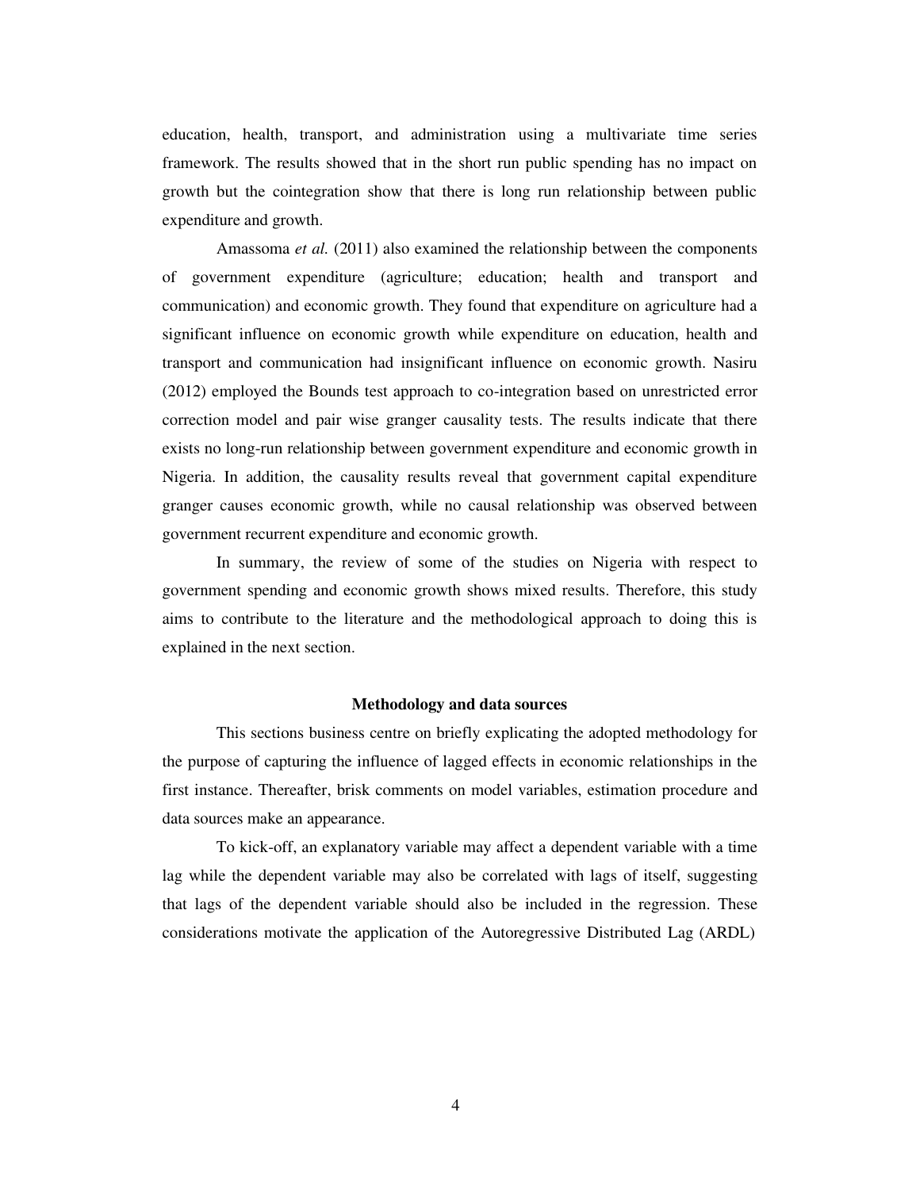education, health, transport, and administration using a multivariate time series framework. The results showed that in the short run public spending has no impact on growth but the cointegration show that there is long run relationship between public expenditure and growth.

Amassoma *et al.* (2011) also examined the relationship between the components of government expenditure (agriculture; education; health and transport and communication) and economic growth. They found that expenditure on agriculture had a significant influence on economic growth while expenditure on education, health and transport and communication had insignificant influence on economic growth. Nasiru (2012) employed the Bounds test approach to co-integration based on unrestricted error correction model and pair wise granger causality tests. The results indicate that there exists no long-run relationship between government expenditure and economic growth in Nigeria. In addition, the causality results reveal that government capital expenditure granger causes economic growth, while no causal relationship was observed between government recurrent expenditure and economic growth.

In summary, the review of some of the studies on Nigeria with respect to government spending and economic growth shows mixed results. Therefore, this study aims to contribute to the literature and the methodological approach to doing this is explained in the next section.

**Methodology and data sources**

This sections business centre on briefly explicating the adopted methodology for the purpose of capturing the influence of lagged effects in economic relationships in the first instance. Thereafter, brisk comments on model variables, estimation procedure and data sources make an appearance.

To kick-off, an explanatory variable may affect a dependent variable with a time lag while the dependent variable may also be correlated with lags of itself, suggesting that lags of the dependent variable should also be included in the regression. These considerations motivate the application of the Autoregressive Distributed Lag (ARDL)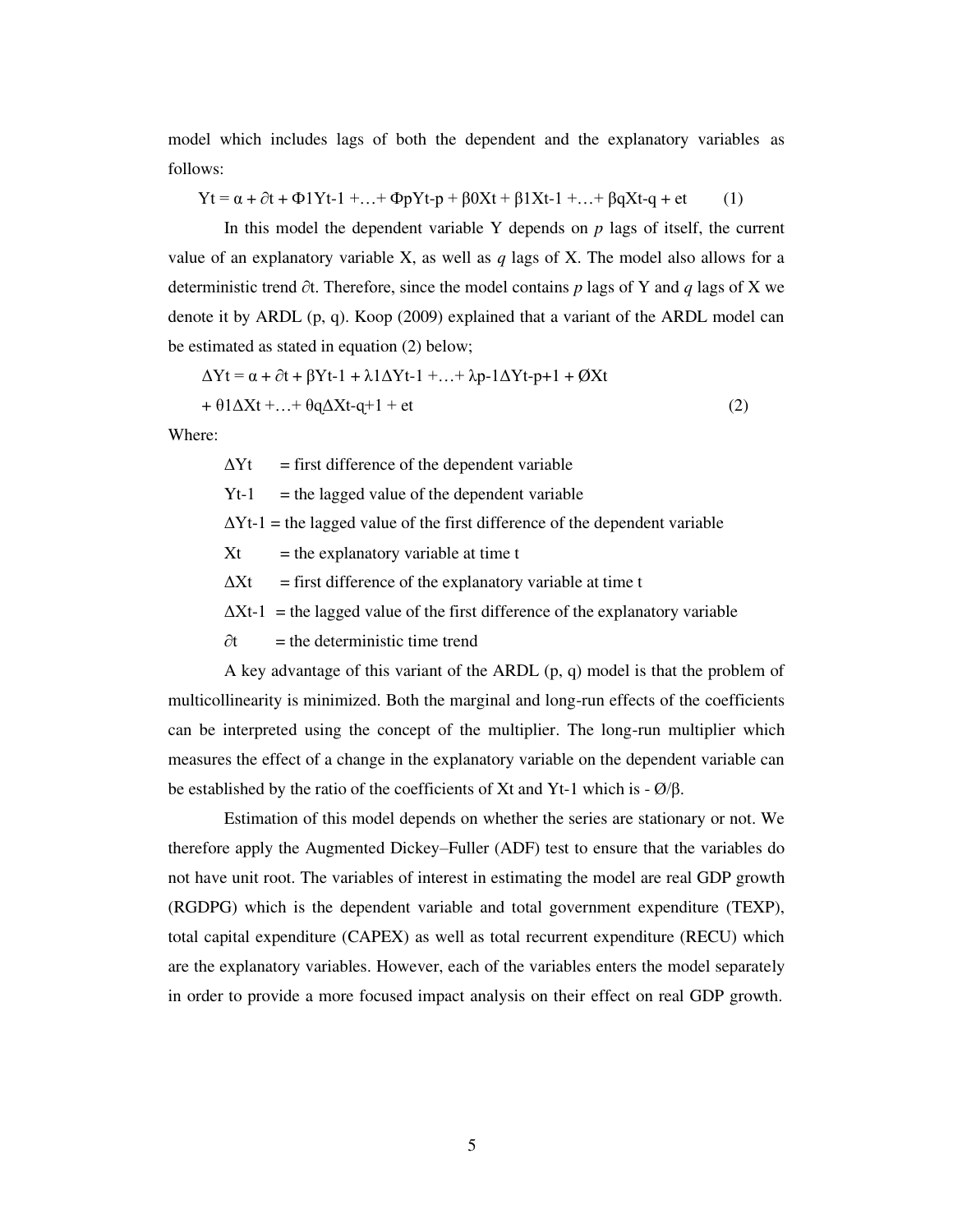model which includes lags of both the dependent and the explanatory variables as follows:

$$Y_t = \alpha + \partial t + \Phi_1 Y_{t-1} + \ldots + \Phi_p Y_{t-p} + \beta_0 X_t + \beta_1 X_{t-1} + \ldots + \beta_q X_{t-q} + e_t \qquad (1)$$

In this model the dependent variable Y depends on *p* lags of itself, the current value of an explanatory variable X, as well as *q* lags of X. The model also allows for a deterministic trend $\partial t$. Therefore, since the model contains *p* lags of Y and *q* lags of X we denote it by ARDL (p, q). Koop (2009) explained that a variant of the ARDL model can be estimated as stated in equation (2) below;

$$\Delta Y_t = \alpha + \partial t + \beta Y_{t-1} + \lambda_1 \Delta Y_{t-1} + \ldots + \lambda_{p-1} \Delta Y_{t-p+1} + \text{Ø} X_t + \theta_1 \Delta X_t + \ldots + \theta_q \Delta X_{t-q+1} + e_t \qquad (2)$$

Where:

- $\Delta Y_t$ = first difference of the dependent variable
- $Y_{t-1}$ = the lagged value of the dependent variable
- $\Delta Y_{t-1}$ = the lagged value of the first difference of the dependent variable
- $X_t$ = the explanatory variable at time t
- $\Delta X_t$ = first difference of the explanatory variable at time t
- $\Delta X_{t-1}$ = the lagged value of the first difference of the explanatory variable
- $\partial t$ = the deterministic time trend

A key advantage of this variant of the ARDL (p, q) model is that the problem of multicollinearity is minimized. Both the marginal and long-run effects of the coefficients can be interpreted using the concept of the multiplier. The long-run multiplier which measures the effect of a change in the explanatory variable on the dependent variable can be established by the ratio of the coefficients of $X_t$ and $Y_{t-1}$ which is $-\text{Ø}/\beta$.

Estimation of this model depends on whether the series are stationary or not. We therefore apply the Augmented Dickey–Fuller (ADF) test to ensure that the variables do not have unit root. The variables of interest in estimating the model are real GDP growth (RGDPG) which is the dependent variable and total government expenditure (TEXP), total capital expenditure (CAPEX) as well as total recurrent expenditure (RECU) which are the explanatory variables. However, each of the variables enters the model separately in order to provide a more focused impact analysis on their effect on real GDP growth.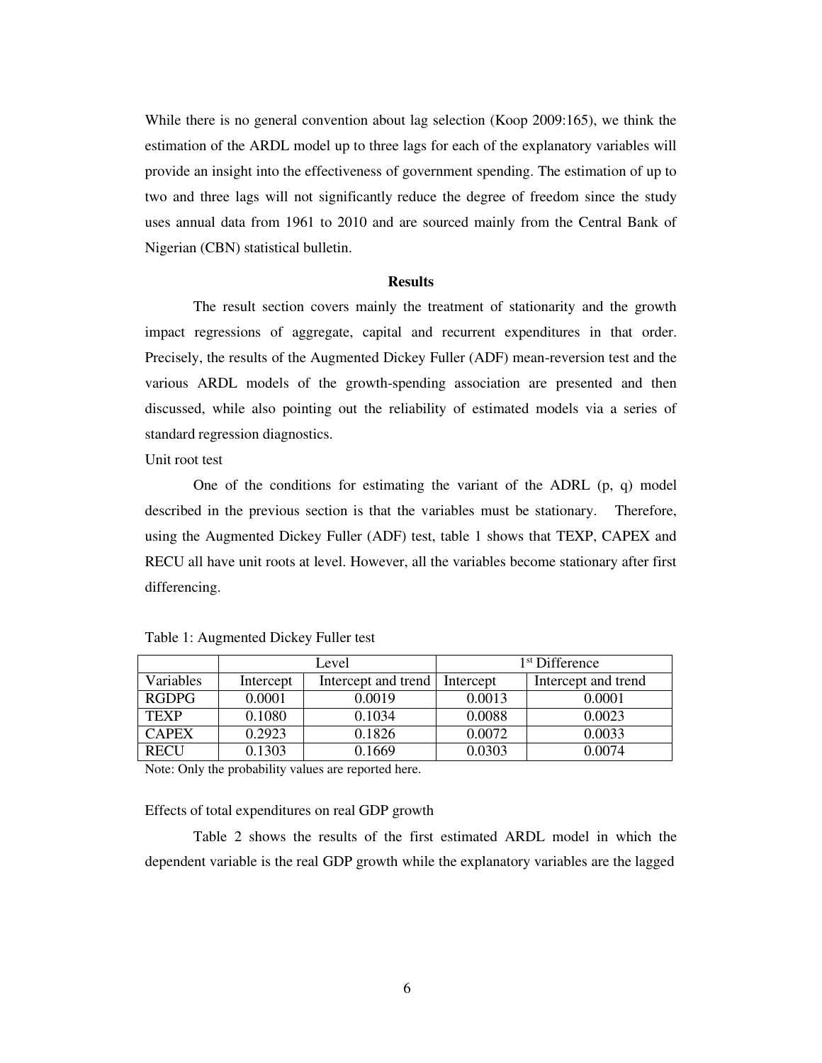While there is no general convention about lag selection (Koop 2009:165), we think the estimation of the ARDL model up to three lags for each of the explanatory variables will provide an insight into the effectiveness of government spending. The estimation of up to two and three lags will not significantly reduce the degree of freedom since the study uses annual data from 1961 to 2010 and are sourced mainly from the Central Bank of Nigerian (CBN) statistical bulletin.

## Results

The result section covers mainly the treatment of stationarity and the growth impact regressions of aggregate, capital and recurrent expenditures in that order. Precisely, the results of the Augmented Dickey Fuller (ADF) mean-reversion test and the various ARDL models of the growth-spending association are presented and then discussed, while also pointing out the reliability of estimated models via a series of standard regression diagnostics.

Unit root test

One of the conditions for estimating the variant of the ADRL (p, q) model described in the previous section is that the variables must be stationary. Therefore, using the Augmented Dickey Fuller (ADF) test, table 1 shows that TEXP, CAPEX and RECU all have unit roots at level. However, all the variables become stationary after first differencing.

Table 1: Augmented Dickey Fuller test

| | Level | | 1st Difference | |
|---|---|---|---|---|
| Variables | Intercept | Intercept and trend | Intercept | Intercept and trend |
| RGDPG | 0.0001 | 0.0019 | 0.0013 | 0.0001 |
| TEXP | 0.1080 | 0.1034 | 0.0088 | 0.0023 |
| CAPEX | 0.2923 | 0.1826 | 0.0072 | 0.0033 |
| RECU | 0.1303 | 0.1669 | 0.0303 | 0.0074 |

Note: Only the probability values are reported here.

Effects of total expenditures on real GDP growth

Table 2 shows the results of the first estimated ARDL model in which the dependent variable is the real GDP growth while the explanatory variables are the lagged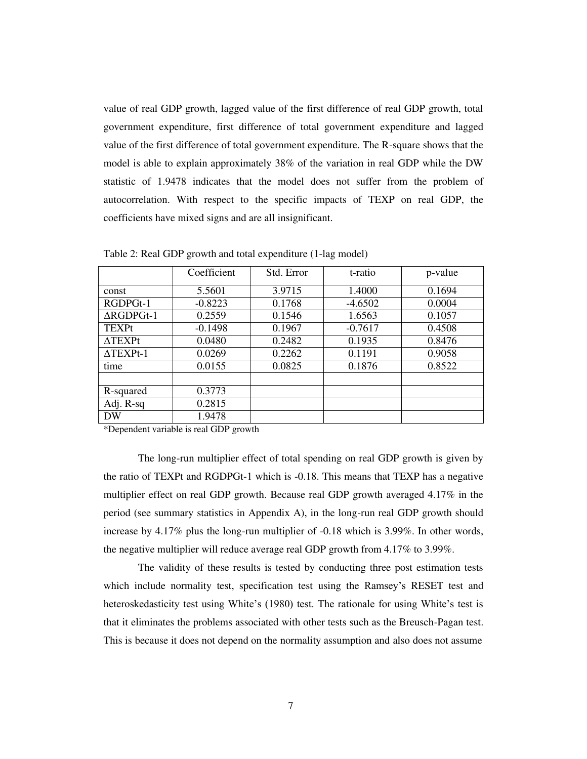value of real GDP growth, lagged value of the first difference of real GDP growth, total government expenditure, first difference of total government expenditure and lagged value of the first difference of total government expenditure. The R-square shows that the model is able to explain approximately 38% of the variation in real GDP while the DW statistic of 1.9478 indicates that the model does not suffer from the problem of autocorrelation. With respect to the specific impacts of TEXP on real GDP, the coefficients have mixed signs and are all insignificant.

Table 2: Real GDP growth and total expenditure (1-lag model)

| | Coefficient | Std. Error | t-ratio | p-value |
|---|---|---|---|---|
| const | 5.5601 | 3.9715 | 1.4000 | 0.1694 |
| RGDPGt-1 | -0.8223 | 0.1768 | -4.6502 | 0.0004 |
| ΔRGDPGt-1 | 0.2559 | 0.1546 | 1.6563 | 0.1057 |
| TEXPt | -0.1498 | 0.1967 | -0.7617 | 0.4508 |
| ΔTEXPt | 0.0480 | 0.2482 | 0.1935 | 0.8476 |
| ΔTEXPt-1 | 0.0269 | 0.2262 | 0.1191 | 0.9058 |
| time | 0.0155 | 0.0825 | 0.1876 | 0.8522 |
| | | | | |
| R-squared | 0.3773 | | | |
| Adj. R-sq | 0.2815 | | | |
| DW | 1.9478 | | | |

*Dependent variable is real GDP growth

The long-run multiplier effect of total spending on real GDP growth is given by the ratio of TEXPt and RGDPGt-1 which is -0.18. This means that TEXP has a negative multiplier effect on real GDP growth. Because real GDP growth averaged 4.17% in the period (see summary statistics in Appendix A), in the long-run real GDP growth should increase by 4.17% plus the long-run multiplier of -0.18 which is 3.99%. In other words, the negative multiplier will reduce average real GDP growth from 4.17% to 3.99%.

The validity of these results is tested by conducting three post estimation tests which include normality test, specification test using the Ramsey's RESET test and heteroskedasticity test using White's (1980) test. The rationale for using White's test is that it eliminates the problems associated with other tests such as the Breusch-Pagan test. This is because it does not depend on the normality assumption and also does not assume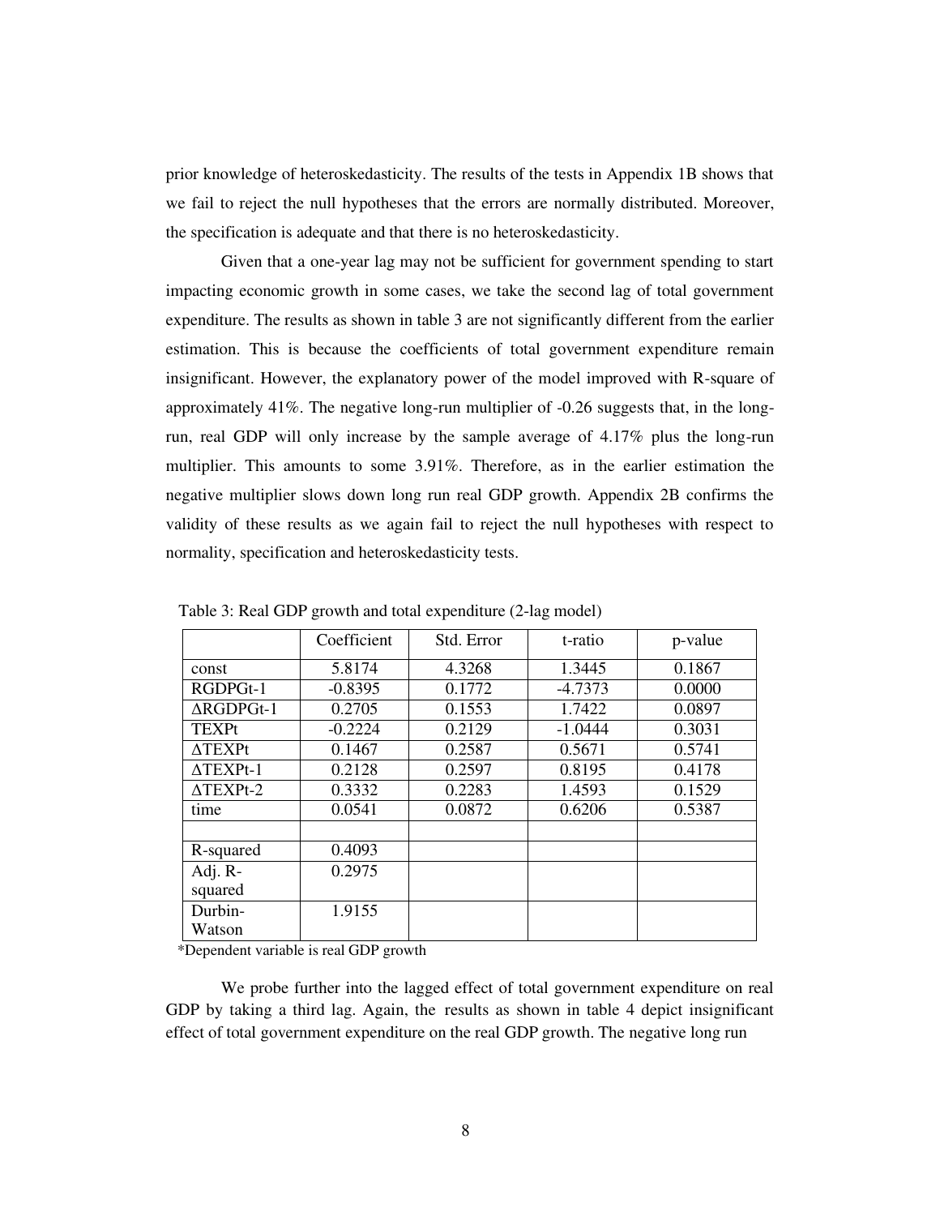prior knowledge of heteroskedasticity. The results of the tests in Appendix 1B shows that we fail to reject the null hypotheses that the errors are normally distributed. Moreover, the specification is adequate and that there is no heteroskedasticity.

Given that a one-year lag may not be sufficient for government spending to start impacting economic growth in some cases, we take the second lag of total government expenditure. The results as shown in table 3 are not significantly different from the earlier estimation. This is because the coefficients of total government expenditure remain insignificant. However, the explanatory power of the model improved with R-square of approximately 41%. The negative long-run multiplier of -0.26 suggests that, in the long-run, real GDP will only increase by the sample average of 4.17% plus the long-run multiplier. This amounts to some 3.91%. Therefore, as in the earlier estimation the negative multiplier slows down long run real GDP growth. Appendix 2B confirms the validity of these results as we again fail to reject the null hypotheses with respect to normality, specification and heteroskedasticity tests.

Table 3: Real GDP growth and total expenditure (2-lag model)

| | Coefficient | Std. Error | t-ratio | p-value |
|---|---|---|---|---|
| const | 5.8174 | 4.3268 | 1.3445 | 0.1867 |
| RGDPGt-1 | -0.8395 | 0.1772 | -4.7373 | 0.0000 |
| ΔRGDPGt-1 | 0.2705 | 0.1553 | 1.7422 | 0.0897 |
| TEXPt | -0.2224 | 0.2129 | -1.0444 | 0.3031 |
| ΔTEXPt | 0.1467 | 0.2587 | 0.5671 | 0.5741 |
| ΔTEXPt-1 | 0.2128 | 0.2597 | 0.8195 | 0.4178 |
| ΔTEXPt-2 | 0.3332 | 0.2283 | 1.4593 | 0.1529 |
| time | 0.0541 | 0.0872 | 0.6206 | 0.5387 |
| | | | | |
| R-squared | 0.4093 | | | |
| Adj. R-squared | 0.2975 | | | |
| Durbin-Watson | 1.9155 | | | |

*Dependent variable is real GDP growth

We probe further into the lagged effect of total government expenditure on real GDP by taking a third lag. Again, the results as shown in table 4 depict insignificant effect of total government expenditure on the real GDP growth. The negative long run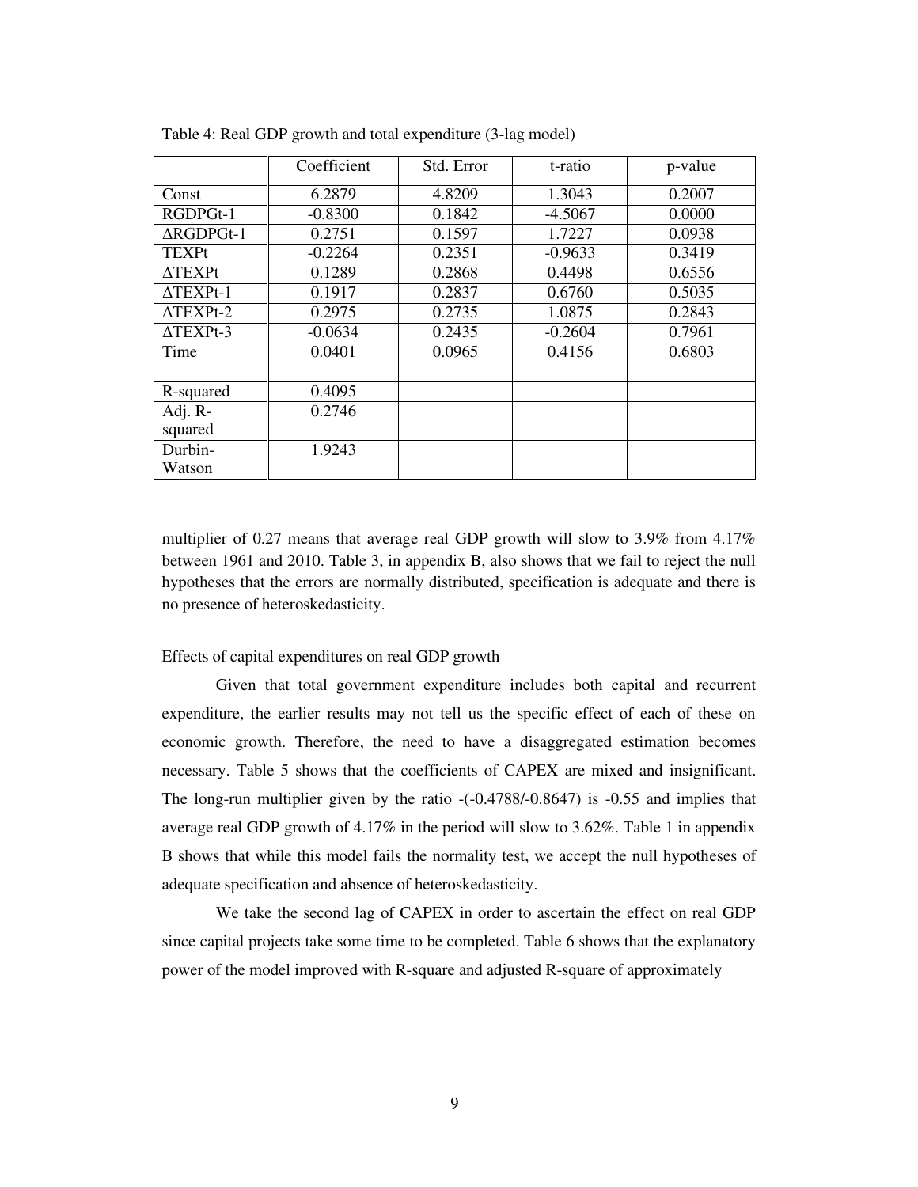Table 4: Real GDP growth and total expenditure (3-lag model)

| | Coefficient | Std. Error | t-ratio | p-value |
|---|---|---|---|---|
| Const | 6.2879 | 4.8209 | 1.3043 | 0.2007 |
| RGDPGt-1 | -0.8300 | 0.1842 | -4.5067 | 0.0000 |
| ΔRGDPGt-1 | 0.2751 | 0.1597 | 1.7227 | 0.0938 |
| TEXPt | -0.2264 | 0.2351 | -0.9633 | 0.3419 |
| ΔTEXPt | 0.1289 | 0.2868 | 0.4498 | 0.6556 |
| ΔTEXPt-1 | 0.1917 | 0.2837 | 0.6760 | 0.5035 |
| ΔTEXPt-2 | 0.2975 | 0.2735 | 1.0875 | 0.2843 |
| ΔTEXPt-3 | -0.0634 | 0.2435 | -0.2604 | 0.7961 |
| Time | 0.0401 | 0.0965 | 0.4156 | 0.6803 |
| | | | | |
| R-squared | 0.4095 | | | |
| Adj. R-squared | 0.2746 | | | |
| Durbin-Watson | 1.9243 | | | |

multiplier of 0.27 means that average real GDP growth will slow to 3.9% from 4.17% between 1961 and 2010. Table 3, in appendix B, also shows that we fail to reject the null hypotheses that the errors are normally distributed, specification is adequate and there is no presence of heteroskedasticity.

Effects of capital expenditures on real GDP growth

Given that total government expenditure includes both capital and recurrent expenditure, the earlier results may not tell us the specific effect of each of these on economic growth. Therefore, the need to have a disaggregated estimation becomes necessary. Table 5 shows that the coefficients of CAPEX are mixed and insignificant. The long-run multiplier given by the ratio -(-0.4788/-0.8647) is -0.55 and implies that average real GDP growth of 4.17% in the period will slow to 3.62%. Table 1 in appendix B shows that while this model fails the normality test, we accept the null hypotheses of adequate specification and absence of heteroskedasticity.

We take the second lag of CAPEX in order to ascertain the effect on real GDP since capital projects take some time to be completed. Table 6 shows that the explanatory power of the model improved with R-square and adjusted R-square of approximately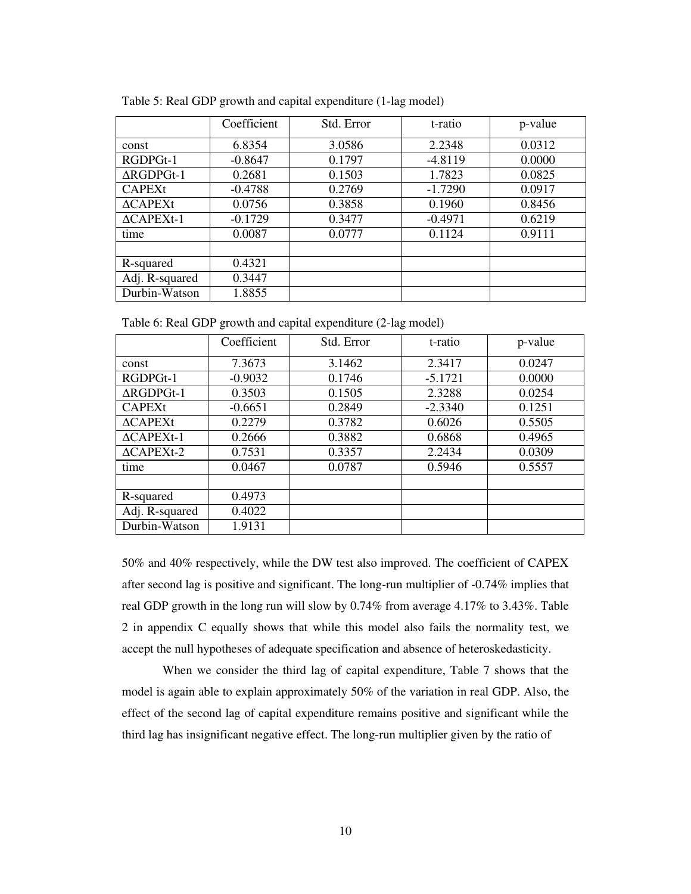Table 5: Real GDP growth and capital expenditure (1-lag model)

| | Coefficient | Std. Error | t-ratio | p-value |
|---|---|---|---|---|
| const | 6.8354 | 3.0586 | 2.2348 | 0.0312 |
| RGDPGt-1 | -0.8647 | 0.1797 | -4.8119 | 0.0000 |
| ΔRGDPGt-1 | 0.2681 | 0.1503 | 1.7823 | 0.0825 |
| CAPEXt | -0.4788 | 0.2769 | -1.7290 | 0.0917 |
| ΔCAPEXt | 0.0756 | 0.3858 | 0.1960 | 0.8456 |
| ΔCAPEXt-1 | -0.1729 | 0.3477 | -0.4971 | 0.6219 |
| time | 0.0087 | 0.0777 | 0.1124 | 0.9111 |
| | | | | |
| R-squared | 0.4321 | | | |
| Adj. R-squared | 0.3447 | | | |
| Durbin-Watson | 1.8855 | | | |

Table 6: Real GDP growth and capital expenditure (2-lag model)

| | Coefficient | Std. Error | t-ratio | p-value |
|---|---|---|---|---|
| const | 7.3673 | 3.1462 | 2.3417 | 0.0247 |
| RGDPGt-1 | -0.9032 | 0.1746 | -5.1721 | 0.0000 |
| ΔRGDPGt-1 | 0.3503 | 0.1505 | 2.3288 | 0.0254 |
| CAPEXt | -0.6651 | 0.2849 | -2.3340 | 0.1251 |
| ΔCAPEXt | 0.2279 | 0.3782 | 0.6026 | 0.5505 |
| ΔCAPEXt-1 | 0.2666 | 0.3882 | 0.6868 | 0.4965 |
| ΔCAPEXt-2 | 0.7531 | 0.3357 | 2.2434 | 0.0309 |
| time | 0.0467 | 0.0787 | 0.5946 | 0.5557 |
| | | | | |
| R-squared | 0.4973 | | | |
| Adj. R-squared | 0.4022 | | | |
| Durbin-Watson | 1.9131 | | | |

50% and 40% respectively, while the DW test also improved. The coefficient of CAPEX after second lag is positive and significant. The long-run multiplier of -0.74% implies that real GDP growth in the long run will slow by 0.74% from average 4.17% to 3.43%. Table 2 in appendix C equally shows that while this model also fails the normality test, we accept the null hypotheses of adequate specification and absence of heteroskedasticity.

When we consider the third lag of capital expenditure, Table 7 shows that the model is again able to explain approximately 50% of the variation in real GDP. Also, the effect of the second lag of capital expenditure remains positive and significant while the third lag has insignificant negative effect. The long-run multiplier given by the ratio of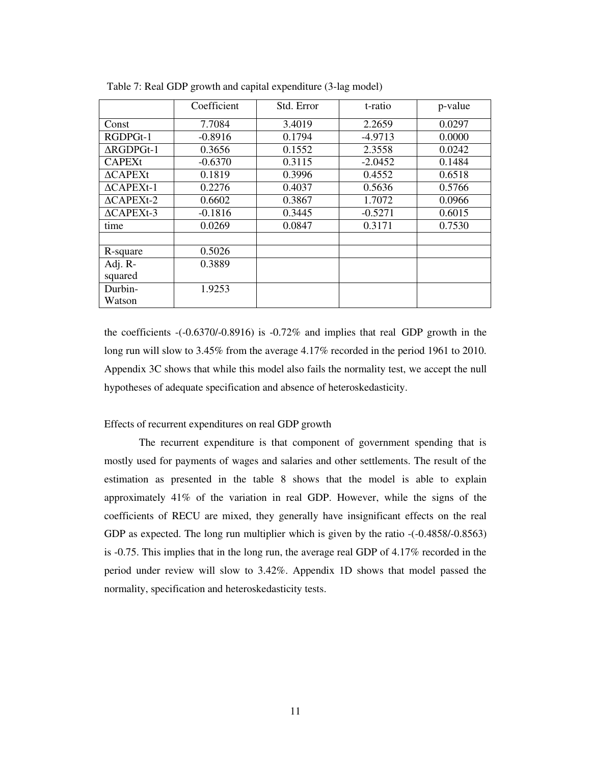Table 7: Real GDP growth and capital expenditure (3-lag model)

| | Coefficient | Std. Error | t-ratio | p-value |
|---|---|---|---|---|
| Const | 7.7084 | 3.4019 | 2.2659 | 0.0297 |
| RGDPGt-1 | -0.8916 | 0.1794 | -4.9713 | 0.0000 |
| ΔRGDPGt-1 | 0.3656 | 0.1552 | 2.3558 | 0.0242 |
| CAPEXt | -0.6370 | 0.3115 | -2.0452 | 0.1484 |
| ΔCAPEXt | 0.1819 | 0.3996 | 0.4552 | 0.6518 |
| ΔCAPEXt-1 | 0.2276 | 0.4037 | 0.5636 | 0.5766 |
| ΔCAPEXt-2 | 0.6602 | 0.3867 | 1.7072 | 0.0966 |
| ΔCAPEXt-3 | -0.1816 | 0.3445 | -0.5271 | 0.6015 |
| time | 0.0269 | 0.0847 | 0.3171 | 0.7530 |
| | | | | |
| R-square | 0.5026 | | | |
| Adj. R-squared | 0.3889 | | | |
| Durbin-Watson | 1.9253 | | | |

the coefficients -(-0.6370/-0.8916) is -0.72% and implies that real GDP growth in the long run will slow to 3.45% from the average 4.17% recorded in the period 1961 to 2010. Appendix 3C shows that while this model also fails the normality test, we accept the null hypotheses of adequate specification and absence of heteroskedasticity.

Effects of recurrent expenditures on real GDP growth

The recurrent expenditure is that component of government spending that is mostly used for payments of wages and salaries and other settlements. The result of the estimation as presented in the table 8 shows that the model is able to explain approximately 41% of the variation in real GDP. However, while the signs of the coefficients of RECU are mixed, they generally have insignificant effects on the real GDP as expected. The long run multiplier which is given by the ratio -(-0.4858/-0.8563) is -0.75. This implies that in the long run, the average real GDP of 4.17% recorded in the period under review will slow to 3.42%. Appendix 1D shows that model passed the normality, specification and heteroskedasticity tests.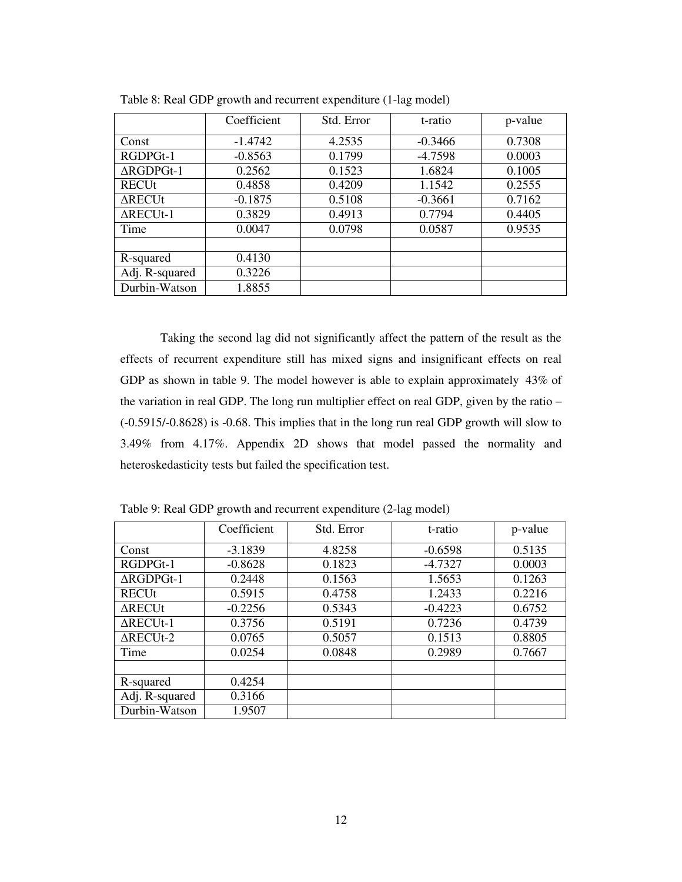Table 8: Real GDP growth and recurrent expenditure (1-lag model)

| | Coefficient | Std. Error | t-ratio | p-value |
|---|---|---|---|---|
| Const | -1.4742 | 4.2535 | -0.3466 | 0.7308 |
| RGDPGt-1 | -0.8563 | 0.1799 | -4.7598 | 0.0003 |
| ΔRGDPGt-1 | 0.2562 | 0.1523 | 1.6824 | 0.1005 |
| RECUt | 0.4858 | 0.4209 | 1.1542 | 0.2555 |
| ΔRECUt | -0.1875 | 0.5108 | -0.3661 | 0.7162 |
| ΔRECUt-1 | 0.3829 | 0.4913 | 0.7794 | 0.4405 |
| Time | 0.0047 | 0.0798 | 0.0587 | 0.9535 |
| | | | | |
| R-squared | 0.4130 | | | |
| Adj. R-squared | 0.3226 | | | |
| Durbin-Watson | 1.8855 | | | |

Taking the second lag did not significantly affect the pattern of the result as the effects of recurrent expenditure still has mixed signs and insignificant effects on real GDP as shown in table 9. The model however is able to explain approximately 43% of the variation in real GDP. The long run multiplier effect on real GDP, given by the ratio – (-0.5915/-0.8628) is -0.68. This implies that in the long run real GDP growth will slow to 3.49% from 4.17%. Appendix 2D shows that model passed the normality and heteroskedasticity tests but failed the specification test.

Table 9: Real GDP growth and recurrent expenditure (2-lag model)

| | Coefficient | Std. Error | t-ratio | p-value |
|---|---|---|---|---|
| Const | -3.1839 | 4.8258 | -0.6598 | 0.5135 |
| RGDPGt-1 | -0.8628 | 0.1823 | -4.7327 | 0.0003 |
| ΔRGDPGt-1 | 0.2448 | 0.1563 | 1.5653 | 0.1263 |
| RECUt | 0.5915 | 0.4758 | 1.2433 | 0.2216 |
| ΔRECUt | -0.2256 | 0.5343 | -0.4223 | 0.6752 |
| ΔRECUt-1 | 0.3756 | 0.5191 | 0.7236 | 0.4739 |
| ΔRECUt-2 | 0.0765 | 0.5057 | 0.1513 | 0.8805 |
| Time | 0.0254 | 0.0848 | 0.2989 | 0.7667 |
| | | | | |
| R-squared | 0.4254 | | | |
| Adj. R-squared | 0.3166 | | | |
| Durbin-Watson | 1.9507 | | | |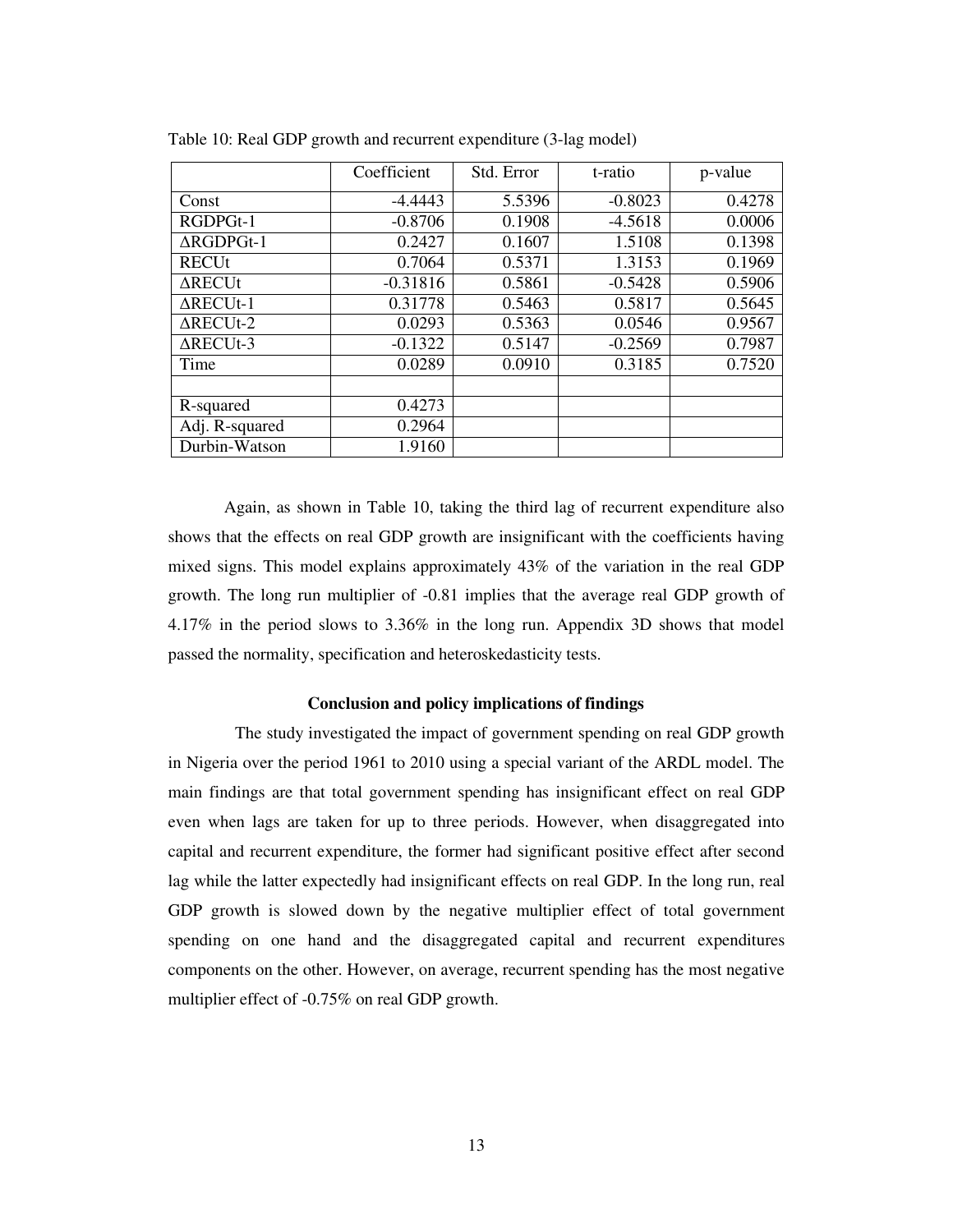Table 10: Real GDP growth and recurrent expenditure (3-lag model)

| | Coefficient | Std. Error | t-ratio | p-value |
|---|---|---|---|---|
| Const | -4.4443 | 5.5396 | -0.8023 | 0.4278 |
| RGDPGt-1 | -0.8706 | 0.1908 | -4.5618 | 0.0006 |
| ΔRGDPGt-1 | 0.2427 | 0.1607 | 1.5108 | 0.1398 |
| RECUt | 0.7064 | 0.5371 | 1.3153 | 0.1969 |
| ΔRECUt | -0.31816 | 0.5861 | -0.5428 | 0.5906 |
| ΔRECUt-1 | 0.31778 | 0.5463 | 0.5817 | 0.5645 |
| ΔRECUt-2 | 0.0293 | 0.5363 | 0.0546 | 0.9567 |
| ΔRECUt-3 | -0.1322 | 0.5147 | -0.2569 | 0.7987 |
| Time | 0.0289 | 0.0910 | 0.3185 | 0.7520 |
| | | | | |
| R-squared | 0.4273 | | | |
| Adj. R-squared | 0.2964 | | | |
| Durbin-Watson | 1.9160 | | | |

Again, as shown in Table 10, taking the third lag of recurrent expenditure also shows that the effects on real GDP growth are insignificant with the coefficients having mixed signs. This model explains approximately 43% of the variation in the real GDP growth. The long run multiplier of -0.81 implies that the average real GDP growth of 4.17% in the period slows to 3.36% in the long run. Appendix 3D shows that model passed the normality, specification and heteroskedasticity tests.

**Conclusion and policy implications of findings**

The study investigated the impact of government spending on real GDP growth in Nigeria over the period 1961 to 2010 using a special variant of the ARDL model. The main findings are that total government spending has insignificant effect on real GDP even when lags are taken for up to three periods. However, when disaggregated into capital and recurrent expenditure, the former had significant positive effect after second lag while the latter expectedly had insignificant effects on real GDP. In the long run, real GDP growth is slowed down by the negative multiplier effect of total government spending on one hand and the disaggregated capital and recurrent expenditures components on the other. However, on average, recurrent spending has the most negative multiplier effect of -0.75% on real GDP growth.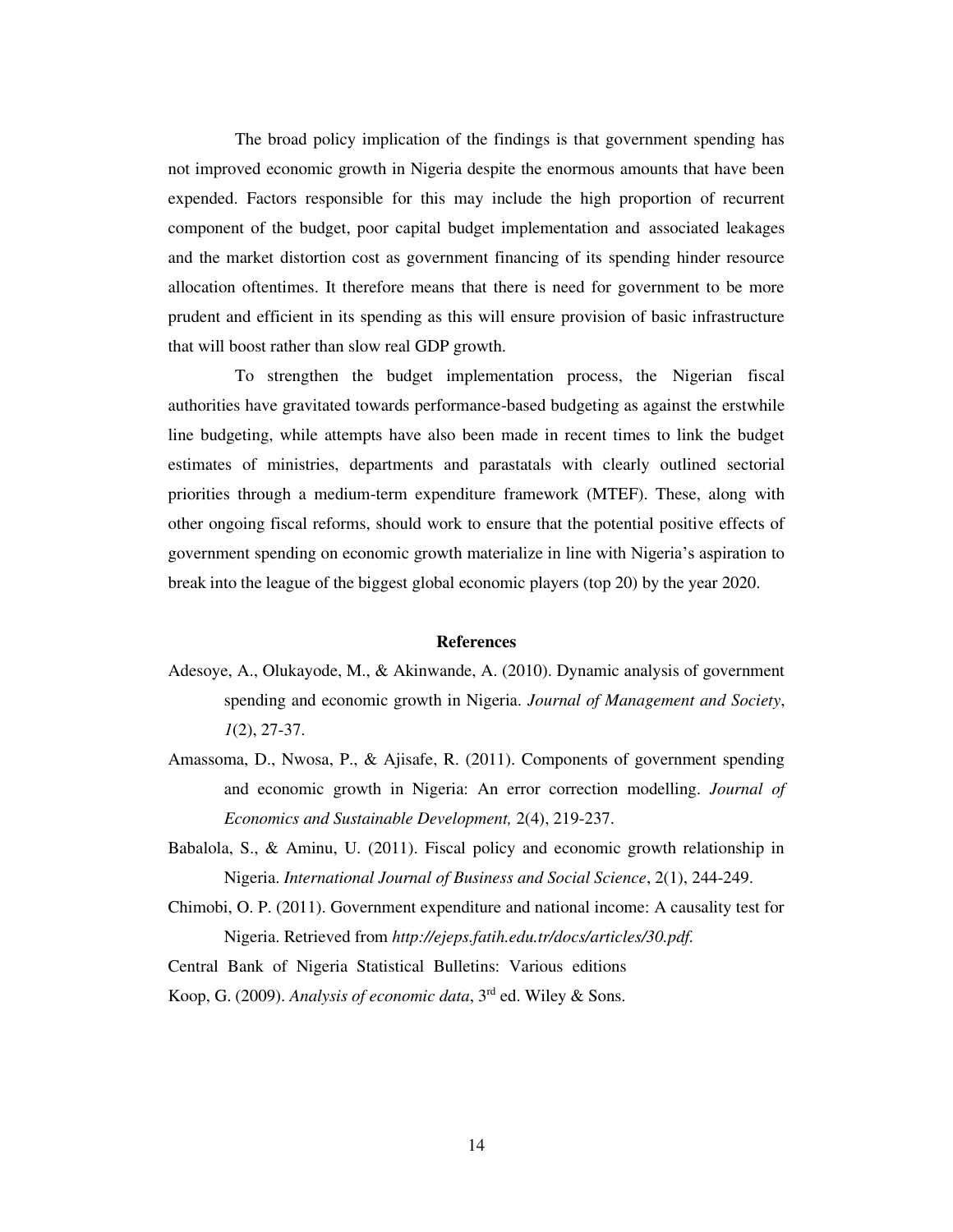The broad policy implication of the findings is that government spending has not improved economic growth in Nigeria despite the enormous amounts that have been expended. Factors responsible for this may include the high proportion of recurrent component of the budget, poor capital budget implementation and associated leakages and the market distortion cost as government financing of its spending hinder resource allocation oftentimes. It therefore means that there is need for government to be more prudent and efficient in its spending as this will ensure provision of basic infrastructure that will boost rather than slow real GDP growth.

To strengthen the budget implementation process, the Nigerian fiscal authorities have gravitated towards performance-based budgeting as against the erstwhile line budgeting, while attempts have also been made in recent times to link the budget estimates of ministries, departments and parastatals with clearly outlined sectorial priorities through a medium-term expenditure framework (MTEF). These, along with other ongoing fiscal reforms, should work to ensure that the potential positive effects of government spending on economic growth materialize in line with Nigeria's aspiration to break into the league of the biggest global economic players (top 20) by the year 2020.

## References

Adesoye, A., Olukayode, M., & Akinwande, A. (2010). Dynamic analysis of government spending and economic growth in Nigeria. *Journal of Management and Society*, *1*(2), 27-37.

Amassoma, D., Nwosa, P., & Ajisafe, R. (2011). Components of government spending and economic growth in Nigeria: An error correction modelling. *Journal of Economics and Sustainable Development,* 2(4), 219-237.

Babalola, S., & Aminu, U. (2011). Fiscal policy and economic growth relationship in Nigeria. *International Journal of Business and Social Science*, 2(1), 244-249.

Chimobi, O. P. (2011). Government expenditure and national income: A causality test for Nigeria. Retrieved from *http://ejeps.fatih.edu.tr/docs/articles/30.pdf.*

Central Bank of Nigeria Statistical Bulletins: Various editions

Koop, G. (2009). *Analysis of economic data*, 3rd ed. Wiley & Sons.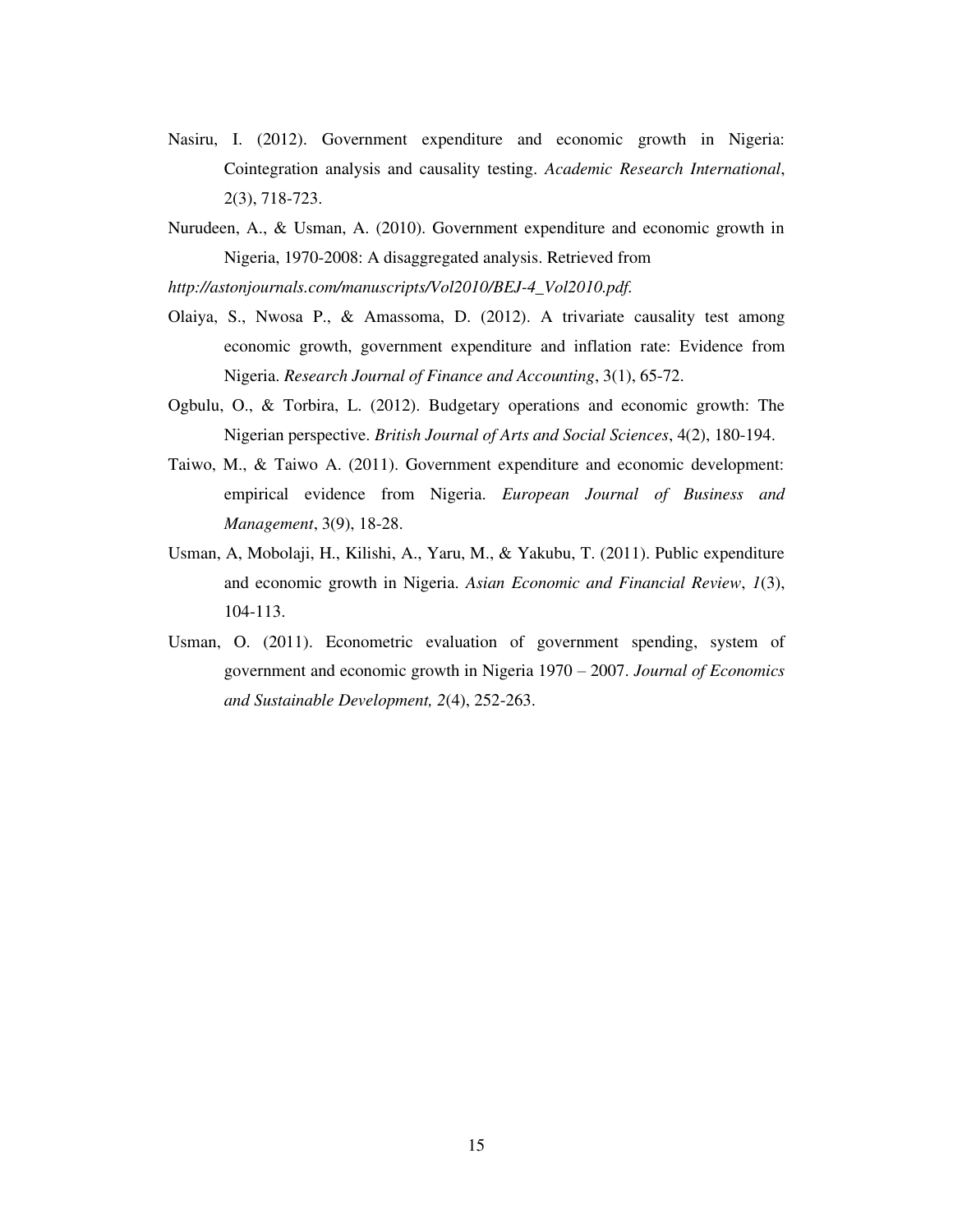Nasiru, I. (2012). Government expenditure and economic growth in Nigeria: Cointegration analysis and causality testing. *Academic Research International*, 2(3), 718-723.

Nurudeen, A., & Usman, A. (2010). Government expenditure and economic growth in Nigeria, 1970-2008: A disaggregated analysis. Retrieved from *http://astonjournals.com/manuscripts/Vol2010/BEJ-4_Vol2010.pdf.*

Olaiya, S., Nwosa P., & Amassoma, D. (2012). A trivariate causality test among economic growth, government expenditure and inflation rate: Evidence from Nigeria. *Research Journal of Finance and Accounting*, 3(1), 65-72.

Ogbulu, O., & Torbira, L. (2012). Budgetary operations and economic growth: The Nigerian perspective. *British Journal of Arts and Social Sciences*, 4(2), 180-194.

Taiwo, M., & Taiwo A. (2011). Government expenditure and economic development: empirical evidence from Nigeria. *European Journal of Business and Management*, 3(9), 18-28.

Usman, A, Mobolaji, H., Kilishi, A., Yaru, M., & Yakubu, T. (2011). Public expenditure and economic growth in Nigeria. *Asian Economic and Financial Review*, *1*(3), 104-113.

Usman, O. (2011). Econometric evaluation of government spending, system of government and economic growth in Nigeria 1970 – 2007. *Journal of Economics and Sustainable Development, 2*(4), 252-263.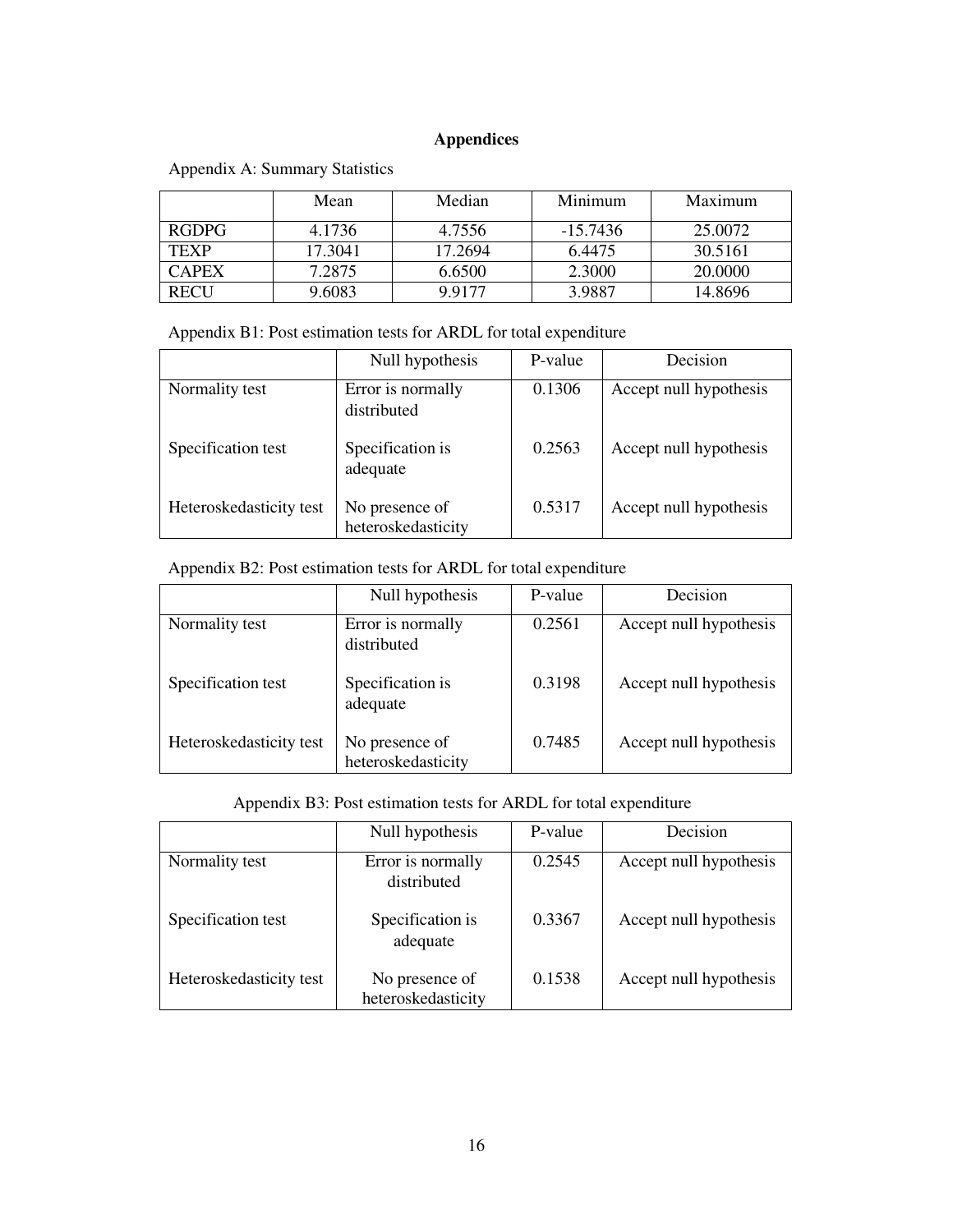# Appendices

Appendix A: Summary Statistics

| | Mean | Median | Minimum | Maximum |
|---|---|---|---|---|
| RGDPG | 4.1736 | 4.7556 | -15.7436 | 25.0072 |
| TEXP | 17.3041 | 17.2694 | 6.4475 | 30.5161 |
| CAPEX | 7.2875 | 6.6500 | 2.3000 | 20.0000 |
| RECU | 9.6083 | 9.9177 | 3.9887 | 14.8696 |

Appendix B1: Post estimation tests for ARDL for total expenditure

| | Null hypothesis | P-value | Decision |
|---|---|---|---|
| Normality test | Error is normally distributed | 0.1306 | Accept null hypothesis |
| Specification test | Specification is adequate | 0.2563 | Accept null hypothesis |
| Heteroskedasticity test | No presence of heteroskedasticity | 0.5317 | Accept null hypothesis |

Appendix B2: Post estimation tests for ARDL for total expenditure

| | Null hypothesis | P-value | Decision |
|---|---|---|---|
| Normality test | Error is normally distributed | 0.2561 | Accept null hypothesis |
| Specification test | Specification is adequate | 0.3198 | Accept null hypothesis |
| Heteroskedasticity test | No presence of heteroskedasticity | 0.7485 | Accept null hypothesis |

Appendix B3: Post estimation tests for ARDL for total expenditure

| | Null hypothesis | P-value | Decision |
|---|---|---|---|
| Normality test | Error is normally distributed | 0.2545 | Accept null hypothesis |
| Specification test | Specification is adequate | 0.3367 | Accept null hypothesis |
| Heteroskedasticity test | No presence of heteroskedasticity | 0.1538 | Accept null hypothesis |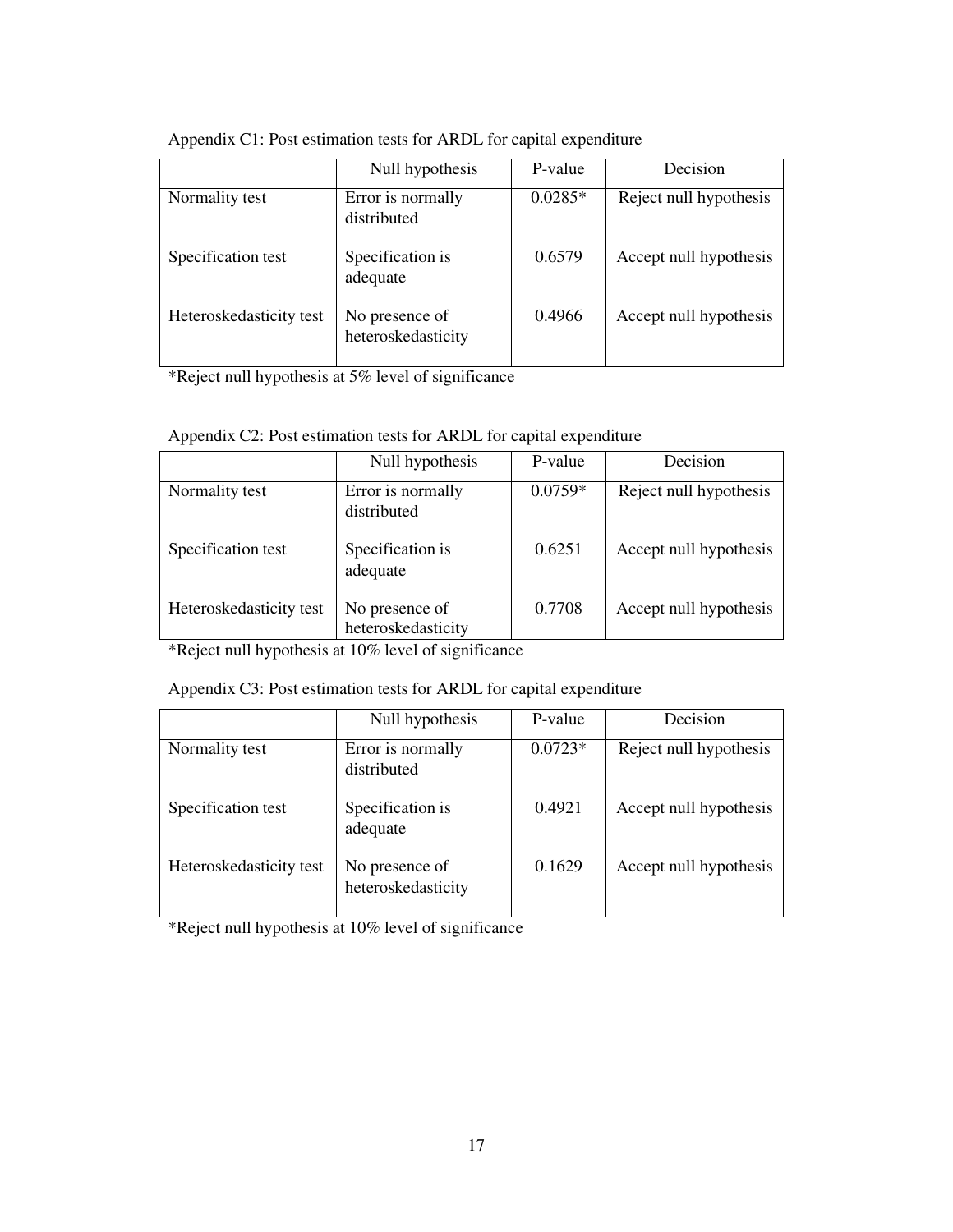Appendix C1: Post estimation tests for ARDL for capital expenditure

| | Null hypothesis | P-value | Decision |
|---|---|---|---|
| Normality test | Error is normally distributed | 0.0285* | Reject null hypothesis |
| Specification test | Specification is adequate | 0.6579 | Accept null hypothesis |
| Heteroskedasticity test | No presence of heteroskedasticity | 0.4966 | Accept null hypothesis |

*Reject null hypothesis at 5% level of significance

Appendix C2: Post estimation tests for ARDL for capital expenditure

| | Null hypothesis | P-value | Decision |
|---|---|---|---|
| Normality test | Error is normally distributed | 0.0759* | Reject null hypothesis |
| Specification test | Specification is adequate | 0.6251 | Accept null hypothesis |
| Heteroskedasticity test | No presence of heteroskedasticity | 0.7708 | Accept null hypothesis |

*Reject null hypothesis at 10% level of significance

Appendix C3: Post estimation tests for ARDL for capital expenditure

| | Null hypothesis | P-value | Decision |
|---|---|---|---|
| Normality test | Error is normally distributed | 0.0723* | Reject null hypothesis |
| Specification test | Specification is adequate | 0.4921 | Accept null hypothesis |
| Heteroskedasticity test | No presence of heteroskedasticity | 0.1629 | Accept null hypothesis |

*Reject null hypothesis at 10% level of significance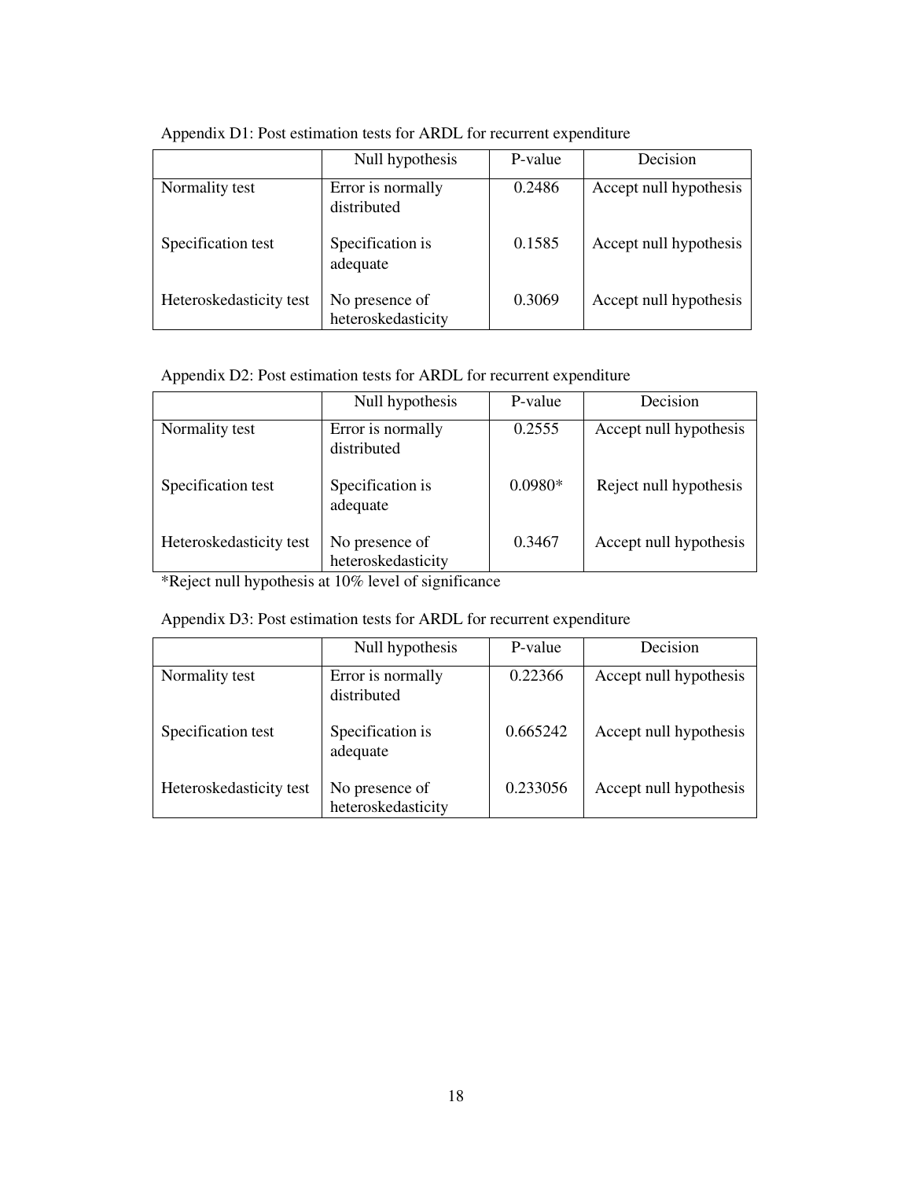Appendix D1: Post estimation tests for ARDL for recurrent expenditure

| | Null hypothesis | P-value | Decision |
|---|---|---|---|
| Normality test | Error is normally distributed | 0.2486 | Accept null hypothesis |
| Specification test | Specification is adequate | 0.1585 | Accept null hypothesis |
| Heteroskedasticity test | No presence of heteroskedasticity | 0.3069 | Accept null hypothesis |

Appendix D2: Post estimation tests for ARDL for recurrent expenditure

| | Null hypothesis | P-value | Decision |
|---|---|---|---|
| Normality test | Error is normally distributed | 0.2555 | Accept null hypothesis |
| Specification test | Specification is adequate | 0.0980* | Reject null hypothesis |
| Heteroskedasticity test | No presence of heteroskedasticity | 0.3467 | Accept null hypothesis |

*Reject null hypothesis at 10% level of significance

Appendix D3: Post estimation tests for ARDL for recurrent expenditure

| | Null hypothesis | P-value | Decision |
|---|---|---|---|
| Normality test | Error is normally distributed | 0.22366 | Accept null hypothesis |
| Specification test | Specification is adequate | 0.665242 | Accept null hypothesis |
| Heteroskedasticity test | No presence of heteroskedasticity | 0.233056 | Accept null hypothesis |